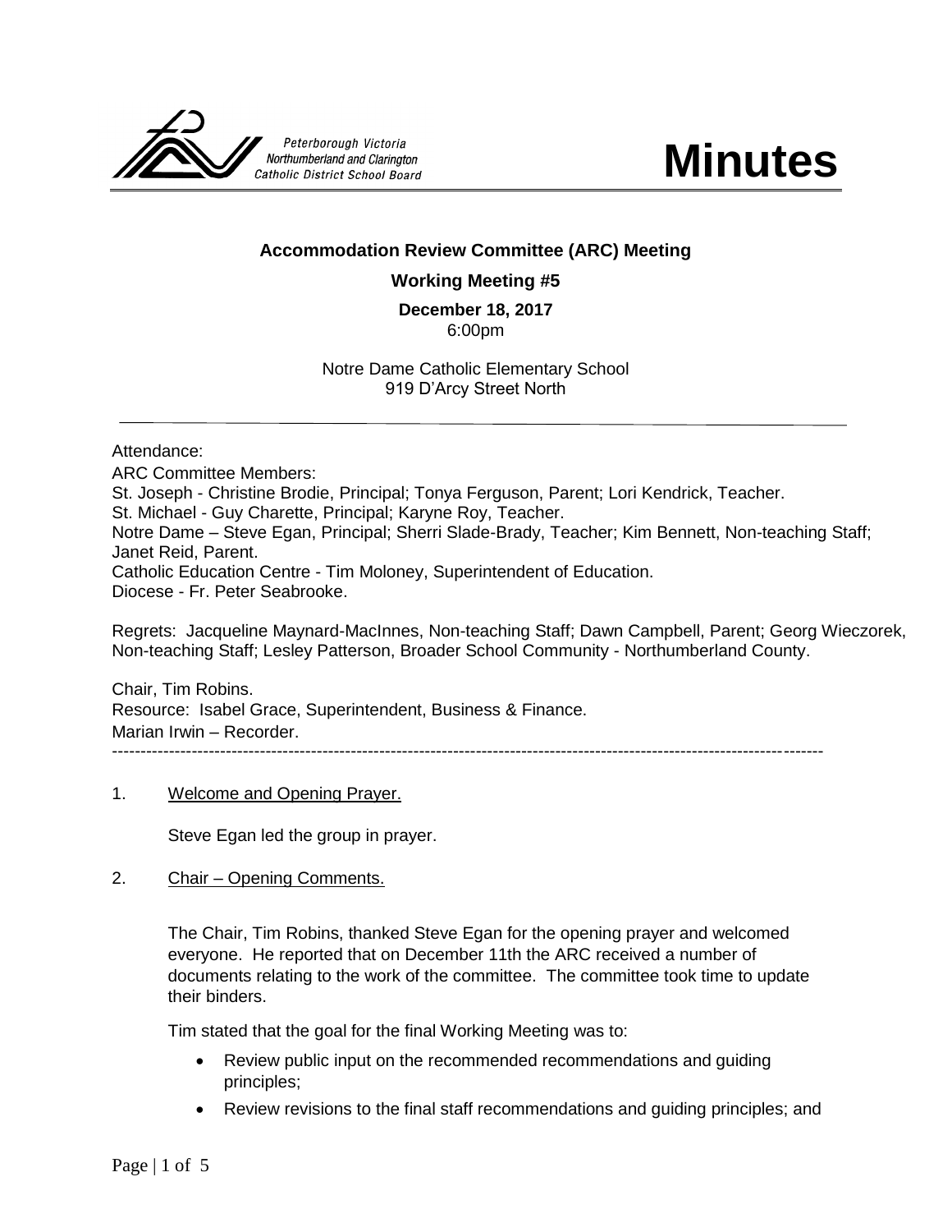Peterborough Victoria Northumberland and Clarington Catholic District School Board

# Minutes

**Accommodation Review Committee (ARC) Meeting**

**Working Meeting #5**

**December 18, 2017**
6:00pm

Notre Dame Catholic Elementary School
919 D'Arcy Street North

---

Attendance:
ARC Committee Members:
St. Joseph - Christine Brodie, Principal; Tonya Ferguson, Parent; Lori Kendrick, Teacher.
St. Michael - Guy Charette, Principal; Karyne Roy, Teacher.
Notre Dame – Steve Egan, Principal; Sherri Slade-Brady, Teacher; Kim Bennett, Non-teaching Staff; Janet Reid, Parent.
Catholic Education Centre - Tim Moloney, Superintendent of Education.
Diocese - Fr. Peter Seabrooke.

Regrets: Jacqueline Maynard-MacInnes, Non-teaching Staff; Dawn Campbell, Parent; Georg Wieczorek, Non-teaching Staff; Lesley Patterson, Broader School Community - Northumberland County.

Chair, Tim Robins.
Resource: Isabel Grace, Superintendent, Business & Finance.
Marian Irwin – Recorder.

---

1. Welcome and Opening Prayer.

   Steve Egan led the group in prayer.

2. Chair – Opening Comments.

   The Chair, Tim Robins, thanked Steve Egan for the opening prayer and welcomed everyone. He reported that on December 11th the ARC received a number of documents relating to the work of the committee. The committee took time to update their binders.

   Tim stated that the goal for the final Working Meeting was to:

   - Review public input on the recommended recommendations and guiding principles;
   - Review revisions to the final staff recommendations and guiding principles; and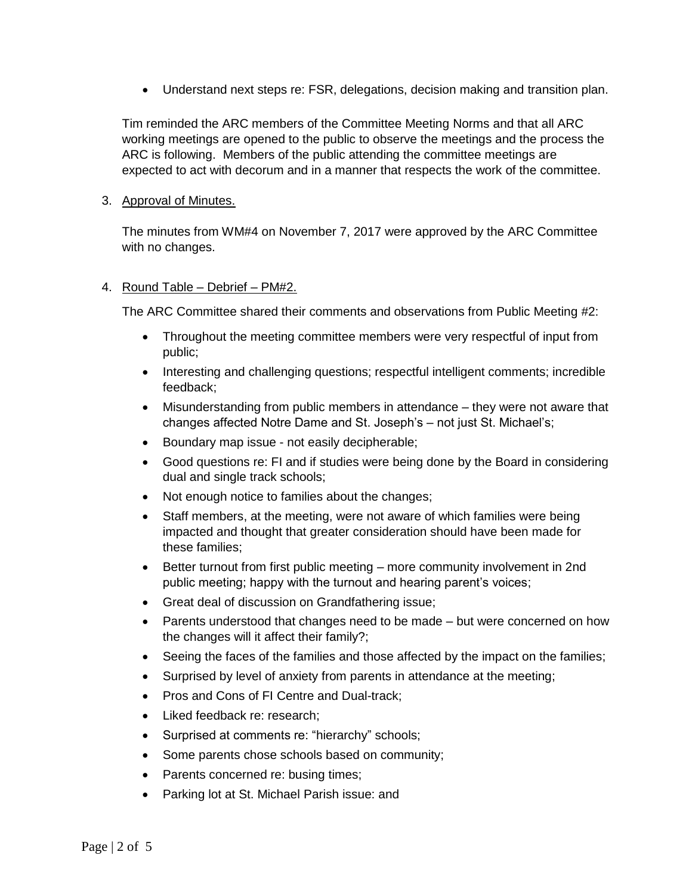- Understand next steps re: FSR, delegations, decision making and transition plan.

Tim reminded the ARC members of the Committee Meeting Norms and that all ARC working meetings are opened to the public to observe the meetings and the process the ARC is following. Members of the public attending the committee meetings are expected to act with decorum and in a manner that respects the work of the committee.

3. Approval of Minutes.

   The minutes from WM#4 on November 7, 2017 were approved by the ARC Committee with no changes.

4. Round Table – Debrief – PM#2.

   The ARC Committee shared their comments and observations from Public Meeting #2:

   - Throughout the meeting committee members were very respectful of input from public;
   - Interesting and challenging questions; respectful intelligent comments; incredible feedback;
   - Misunderstanding from public members in attendance – they were not aware that changes affected Notre Dame and St. Joseph's – not just St. Michael's;
   - Boundary map issue - not easily decipherable;
   - Good questions re: FI and if studies were being done by the Board in considering dual and single track schools;
   - Not enough notice to families about the changes;
   - Staff members, at the meeting, were not aware of which families were being impacted and thought that greater consideration should have been made for these families;
   - Better turnout from first public meeting – more community involvement in 2nd public meeting; happy with the turnout and hearing parent's voices;
   - Great deal of discussion on Grandfathering issue;
   - Parents understood that changes need to be made – but were concerned on how the changes will it affect their family?;
   - Seeing the faces of the families and those affected by the impact on the families;
   - Surprised by level of anxiety from parents in attendance at the meeting;
   - Pros and Cons of FI Centre and Dual-track;
   - Liked feedback re: research;
   - Surprised at comments re: "hierarchy" schools;
   - Some parents chose schools based on community;
   - Parents concerned re: busing times;
   - Parking lot at St. Michael Parish issue: and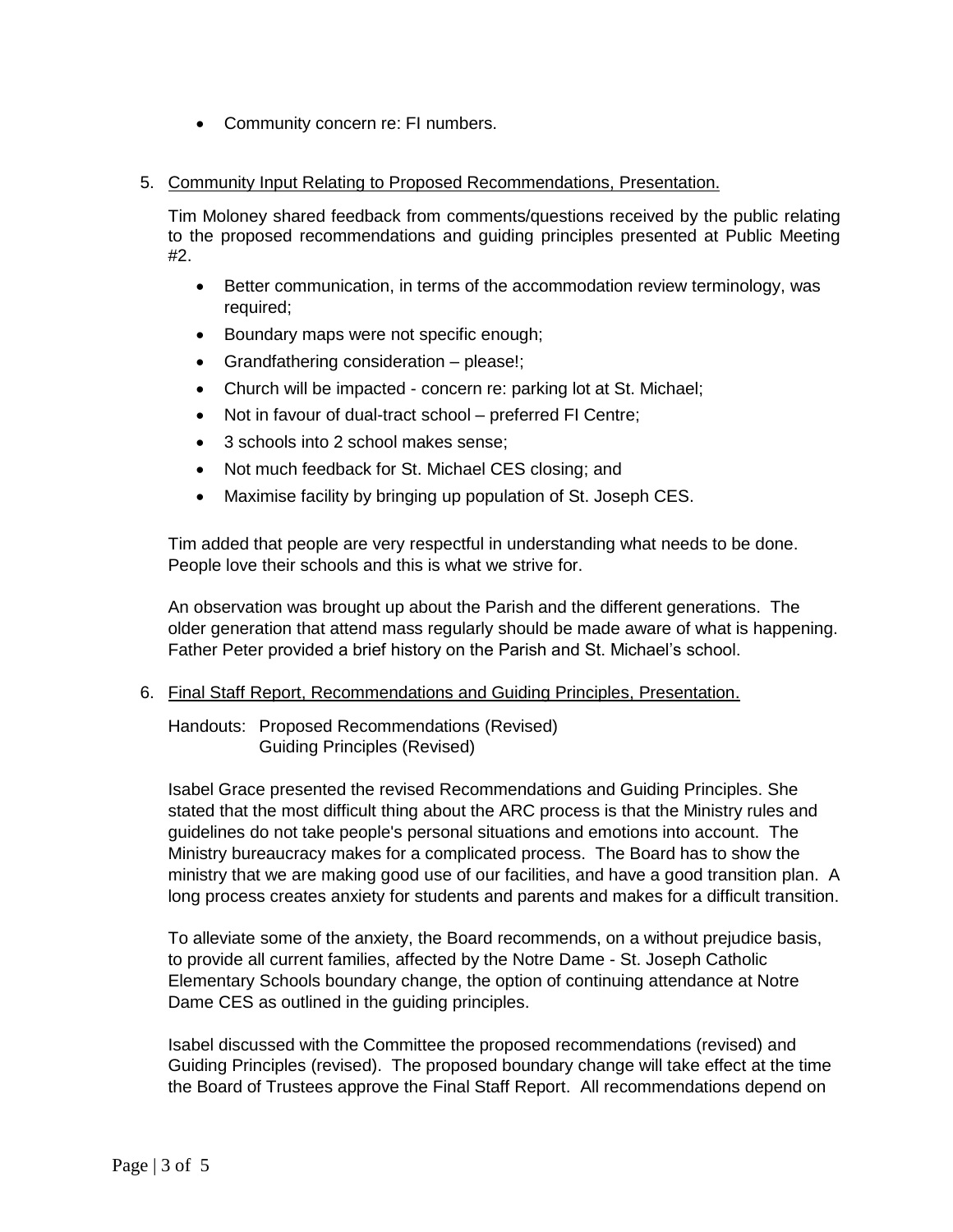- Community concern re: FI numbers.

5. <u>Community Input Relating to Proposed Recommendations, Presentation.</u>

   Tim Moloney shared feedback from comments/questions received by the public relating to the proposed recommendations and guiding principles presented at Public Meeting #2.

   - Better communication, in terms of the accommodation review terminology, was required;
   - Boundary maps were not specific enough;
   - Grandfathering consideration – please!;
   - Church will be impacted - concern re: parking lot at St. Michael;
   - Not in favour of dual-tract school – preferred FI Centre;
   - 3 schools into 2 school makes sense;
   - Not much feedback for St. Michael CES closing; and
   - Maximise facility by bringing up population of St. Joseph CES.

   Tim added that people are very respectful in understanding what needs to be done. People love their schools and this is what we strive for.

   An observation was brought up about the Parish and the different generations. The older generation that attend mass regularly should be made aware of what is happening. Father Peter provided a brief history on the Parish and St. Michael's school.

6. <u>Final Staff Report, Recommendations and Guiding Principles, Presentation.</u>

   Handouts: Proposed Recommendations (Revised)
   Guiding Principles (Revised)

   Isabel Grace presented the revised Recommendations and Guiding Principles. She stated that the most difficult thing about the ARC process is that the Ministry rules and guidelines do not take people's personal situations and emotions into account. The Ministry bureaucracy makes for a complicated process. The Board has to show the ministry that we are making good use of our facilities, and have a good transition plan. A long process creates anxiety for students and parents and makes for a difficult transition.

   To alleviate some of the anxiety, the Board recommends, on a without prejudice basis, to provide all current families, affected by the Notre Dame - St. Joseph Catholic Elementary Schools boundary change, the option of continuing attendance at Notre Dame CES as outlined in the guiding principles.

   Isabel discussed with the Committee the proposed recommendations (revised) and Guiding Principles (revised). The proposed boundary change will take effect at the time the Board of Trustees approve the Final Staff Report. All recommendations depend on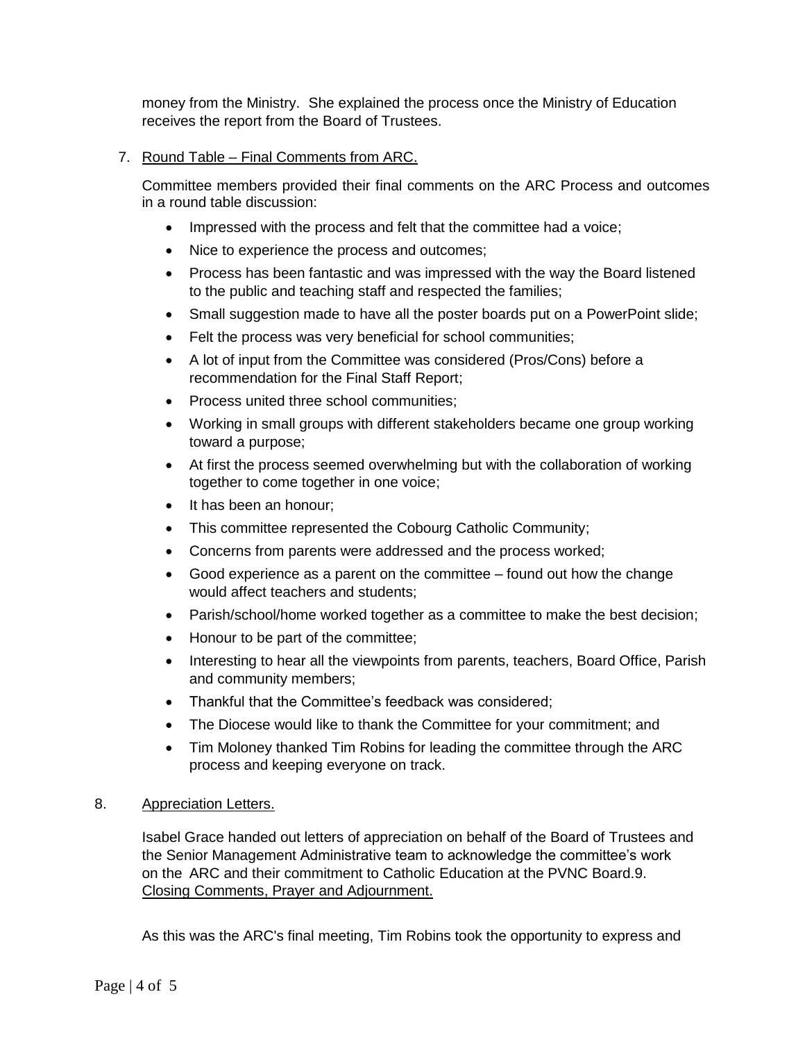money from the Ministry. She explained the process once the Ministry of Education receives the report from the Board of Trustees.

7. Round Table – Final Comments from ARC.

   Committee members provided their final comments on the ARC Process and outcomes in a round table discussion:

   - Impressed with the process and felt that the committee had a voice;
   - Nice to experience the process and outcomes;
   - Process has been fantastic and was impressed with the way the Board listened to the public and teaching staff and respected the families;
   - Small suggestion made to have all the poster boards put on a PowerPoint slide;
   - Felt the process was very beneficial for school communities;
   - A lot of input from the Committee was considered (Pros/Cons) before a recommendation for the Final Staff Report;
   - Process united three school communities;
   - Working in small groups with different stakeholders became one group working toward a purpose;
   - At first the process seemed overwhelming but with the collaboration of working together to come together in one voice;
   - It has been an honour;
   - This committee represented the Cobourg Catholic Community;
   - Concerns from parents were addressed and the process worked;
   - Good experience as a parent on the committee – found out how the change would affect teachers and students;
   - Parish/school/home worked together as a committee to make the best decision;
   - Honour to be part of the committee;
   - Interesting to hear all the viewpoints from parents, teachers, Board Office, Parish and community members;
   - Thankful that the Committee's feedback was considered;
   - The Diocese would like to thank the Committee for your commitment; and
   - Tim Moloney thanked Tim Robins for leading the committee through the ARC process and keeping everyone on track.

8. Appreciation Letters.

   Isabel Grace handed out letters of appreciation on behalf of the Board of Trustees and the Senior Management Administrative team to acknowledge the committee's work on the ARC and their commitment to Catholic Education at the PVNC Board.9. Closing Comments, Prayer and Adjournment.

   As this was the ARC's final meeting, Tim Robins took the opportunity to express and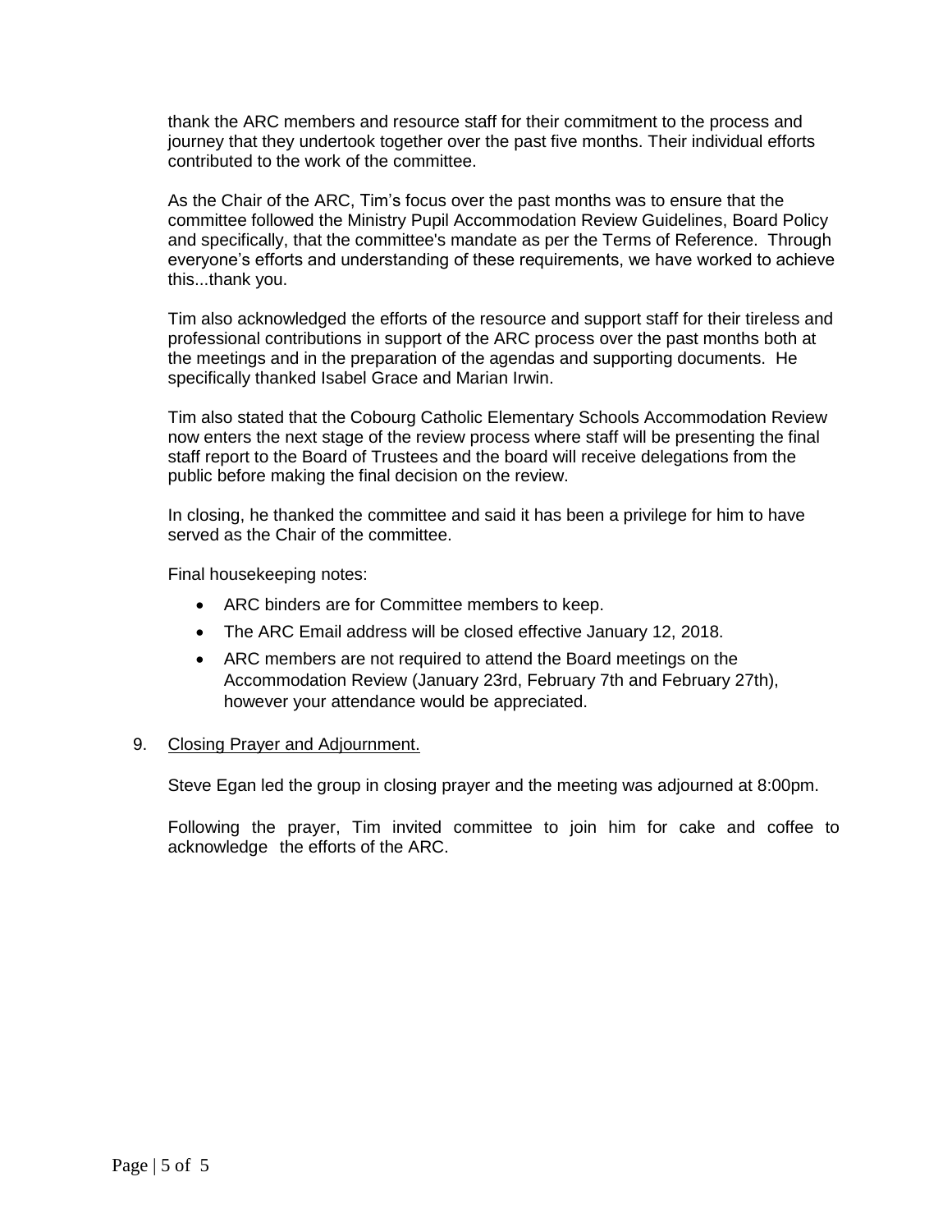thank the ARC members and resource staff for their commitment to the process and journey that they undertook together over the past five months. Their individual efforts contributed to the work of the committee.

As the Chair of the ARC, Tim's focus over the past months was to ensure that the committee followed the Ministry Pupil Accommodation Review Guidelines, Board Policy and specifically, that the committee's mandate as per the Terms of Reference. Through everyone's efforts and understanding of these requirements, we have worked to achieve this...thank you.

Tim also acknowledged the efforts of the resource and support staff for their tireless and professional contributions in support of the ARC process over the past months both at the meetings and in the preparation of the agendas and supporting documents. He specifically thanked Isabel Grace and Marian Irwin.

Tim also stated that the Cobourg Catholic Elementary Schools Accommodation Review now enters the next stage of the review process where staff will be presenting the final staff report to the Board of Trustees and the board will receive delegations from the public before making the final decision on the review.

In closing, he thanked the committee and said it has been a privilege for him to have served as the Chair of the committee.

Final housekeeping notes:

- ARC binders are for Committee members to keep.
- The ARC Email address will be closed effective January 12, 2018.
- ARC members are not required to attend the Board meetings on the Accommodation Review (January 23rd, February 7th and February 27th), however your attendance would be appreciated.

9. Closing Prayer and Adjournment.

Steve Egan led the group in closing prayer and the meeting was adjourned at 8:00pm.

Following the prayer, Tim invited committee to join him for cake and coffee to acknowledge the efforts of the ARC.